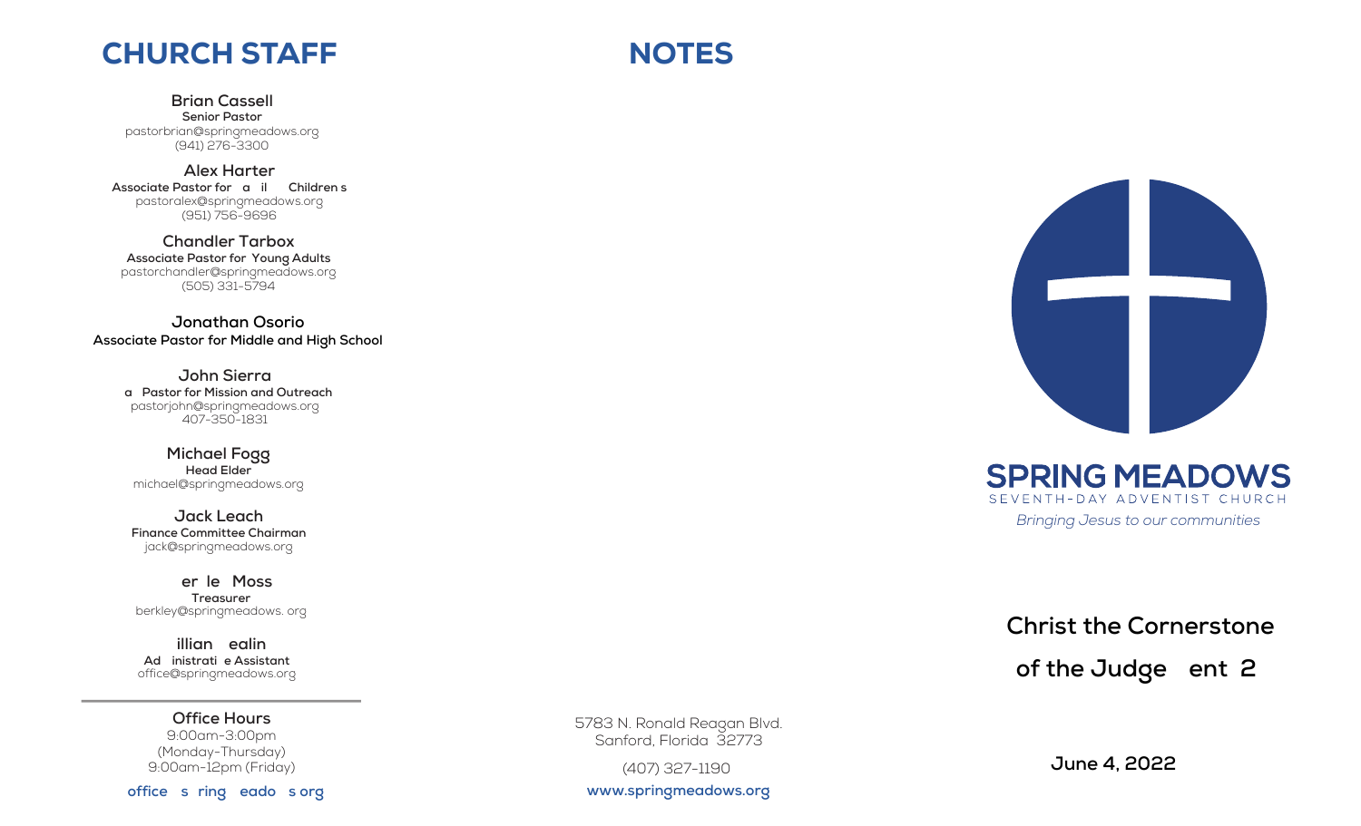# CHURCH STAFF

**Brian Cassell**
**Senior Pastor**
pastorbrian@springmeadows.org
(941) 276-3300

**Alex Harter**
**Associate Pastor for a il Children s**
pastoralex@springmeadows.org
(951) 756-9696

**Chandler Tarbox**
**Associate Pastor for Young Adults**
pastorchandler@springmeadows.org
(505) 331-5794

**Jonathan Osorio**
**Associate Pastor for Middle and High School**

**John Sierra**
**a Pastor for Mission and Outreach**
pastorjohn@springmeadows.org
407-350-1831

**Michael Fogg**
**Head Elder**
michael@springmeadows.org

**Jack Leach**
**Finance Committee Chairman**
jack@springmeadows.org

**er le Moss**
**Treasurer**
berkley@springmeadows. org

**illian ealin**
**Ad inistrati e Assistant**
office@springmeadows.org

---

**Office Hours**
9:00am-3:00pm
(Monday-Thursday)
9:00am-12pm (Friday)

**office s ring eado s org**

# NOTES

5783 N. Ronald Reagan Blvd.
Sanford, Florida 32773

(407) 327-1190

**www.springmeadows.org**

**SPRING MEADOWS**
SEVENTH-DAY ADVENTIST CHURCH
*Bringing Jesus to our communities*

## Christ the Cornerstone of the Judge ent 2

**June 4, 2022**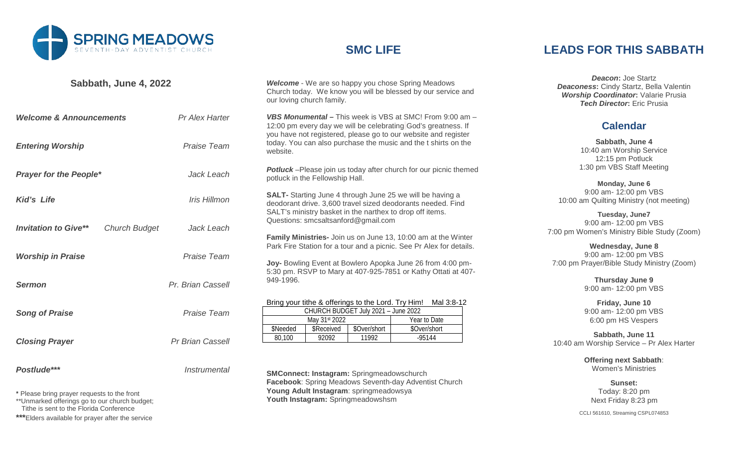SPRING MEADOWS
SEVENTH-DAY ADVENTIST CHURCH

## Sabbath, June 4, 2022

| | | |
|---|---|---|
| ***Welcome & Announcements*** | | *Pr Alex Harter* |
| ***Entering Worship*** | | *Praise Team* |
| ***Prayer for the People**** | | *Jack Leach* |
| ***Kid's Life*** | | *Iris Hillmon* |
| ***Invitation to Give**** | *Church Budget* | *Jack Leach* |
| ***Worship in Praise*** | | *Praise Team* |
| ***Sermon*** | | *Pr. Brian Cassell* |
| ***Song of Praise*** | | *Praise Team* |
| ***Closing Prayer*** | | *Pr Brian Cassell* |
| ***Postlude**** | | *Instrumental* |

\* Please bring prayer requests to the front
**Unmarked offerings go to our church budget; Tithe is sent to the Florida Conference
***Elders available for prayer after the service

# SMC LIFE

***Welcome*** - We are so happy you chose Spring Meadows Church today. We know you will be blessed by our service and our loving church family.

***VBS Monumental –*** This week is VBS at SMC! From 9:00 am – 12:00 pm every day we will be celebrating God's greatness. If you have not registered, please go to our website and register today. You can also purchase the music and the t shirts on the website.

***Potluck*** –Please join us today after church for our picnic themed potluck in the Fellowship Hall.

**SALT-** Starting June 4 through June 25 we will be having a deodorant drive. 3,600 travel sized deodorants needed. Find SALT's ministry basket in the narthex to drop off items. Questions: smcsaltsanford@gmail.com

**Family Ministries-** Join us on June 13, 10:00 am at the Winter Park Fire Station for a tour and a picnic. See Pr Alex for details.

**Joy-** Bowling Event at Bowlero Apopka June 26 from 4:00 pm-5:30 pm. RSVP to Mary at 407-925-7851 or Kathy Ottati at 407-949-1996.

Bring your tithe & offerings to the Lord. Try Him! Mal 3:8-12

| CHURCH BUDGET July 2021 – June 2022 | | | |
|---|---|---|---|
| May 31st 2022 | | | Year to Date |
| $Needed | $Received | $Over/short | $Over/short |
| 80,100 | 92092 | 11992 | -95144 |

**SMConnect: Instagram:** Springmeadowschurch
**Facebook**: Spring Meadows Seventh-day Adventist Church
**Young Adult Instagram**: springmeadowsya
**Youth Instagram:** Springmeadowshsm

# LEADS FOR THIS SABBATH

***Deacon*:** Joe Startz
***Deaconess*:** Cindy Startz, Bella Valentin
***Worship Coordinator*:** Valarie Prusia
***Tech Director*:** Eric Prusia

## Calendar

**Sabbath, June 4**
10:40 am Worship Service
12:15 pm Potluck
1:30 pm VBS Staff Meeting

**Monday, June 6**
9:00 am- 12:00 pm VBS
10:00 am Quilting Ministry (not meeting)

**Tuesday, June7**
9:00 am- 12:00 pm VBS
7:00 pm Women's Ministry Bible Study (Zoom)

**Wednesday, June 8**
9:00 am- 12:00 pm VBS
7:00 pm Prayer/Bible Study Ministry (Zoom)

**Thursday June 9**
9:00 am- 12:00 pm VBS

**Friday, June 10**
9:00 am- 12:00 pm VBS
6:00 pm HS Vespers

**Sabbath, June 11**
10:40 am Worship Service – Pr Alex Harter

**Offering next Sabbath**:
Women's Ministries

**Sunset:**
Today: 8:20 pm
Next Friday 8:23 pm

CCLI 561610, Streaming CSPL074853